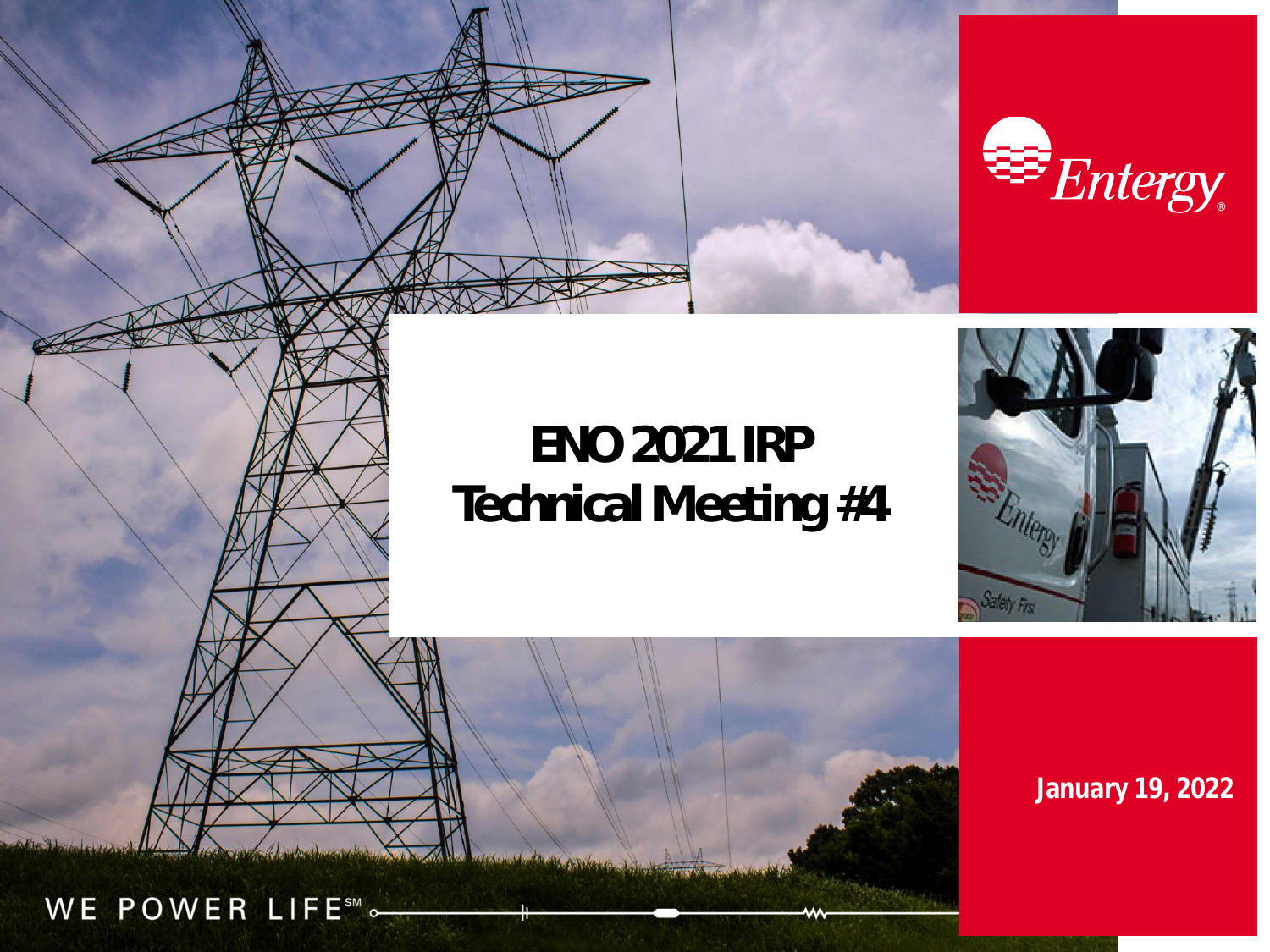# ENO 2021 IRP
# Technical Meeting #4

January 19, 2022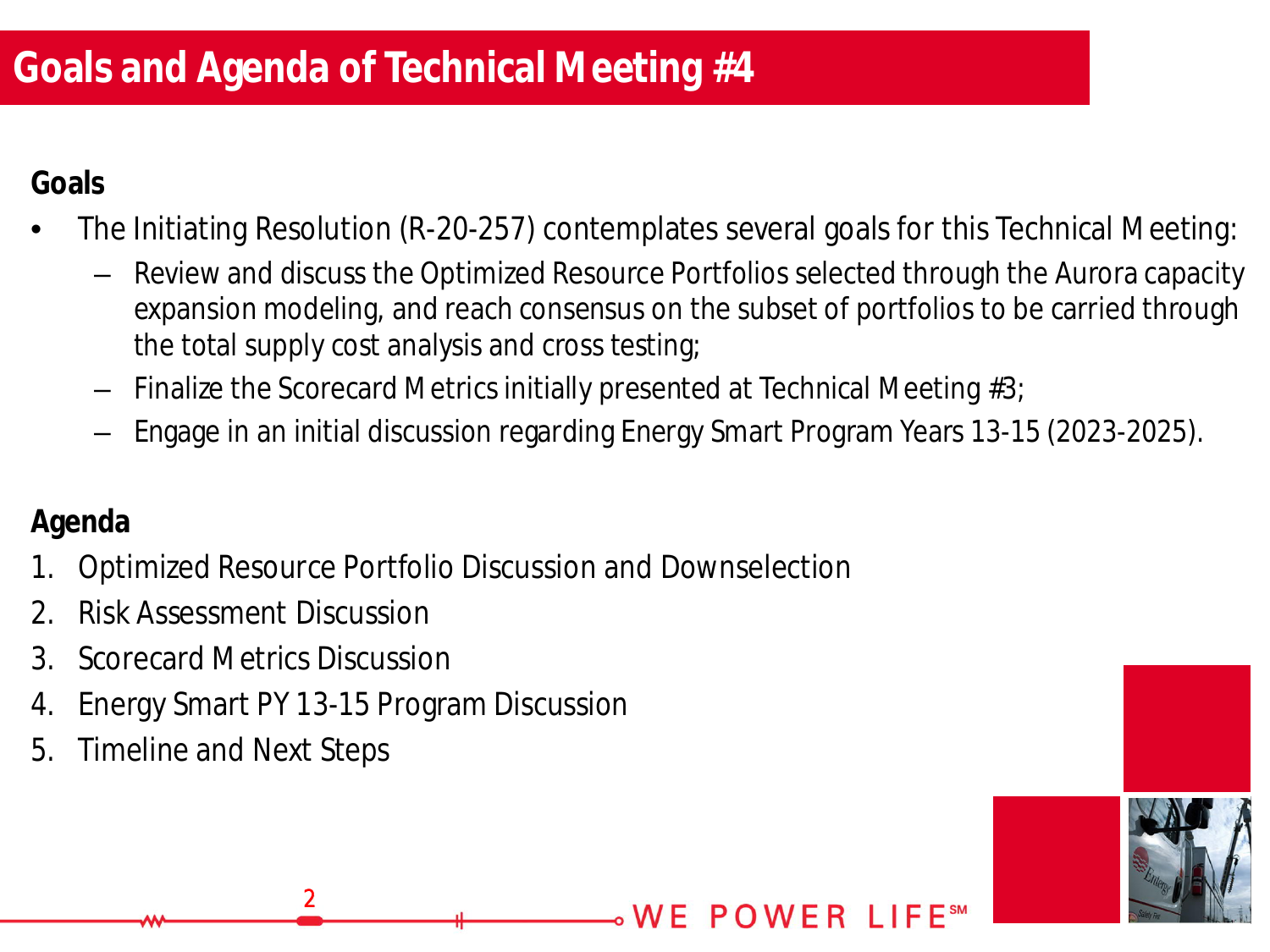# Goals and Agenda of Technical Meeting #4

**Goals**

- The Initiating Resolution (R-20-257) contemplates several goals for this Technical Meeting:
  - Review and discuss the Optimized Resource Portfolios selected through the Aurora capacity expansion modeling, and reach consensus on the subset of portfolios to be carried through the total supply cost analysis and cross testing;
  - Finalize the Scorecard Metrics initially presented at Technical Meeting #3;
  - Engage in an initial discussion regarding Energy Smart Program Years 13-15 (2023-2025).

**Agenda**

1. Optimized Resource Portfolio Discussion and Downselection
2. Risk Assessment Discussion
3. Scorecard Metrics Discussion
4. Energy Smart PY 13-15 Program Discussion
5. Timeline and Next Steps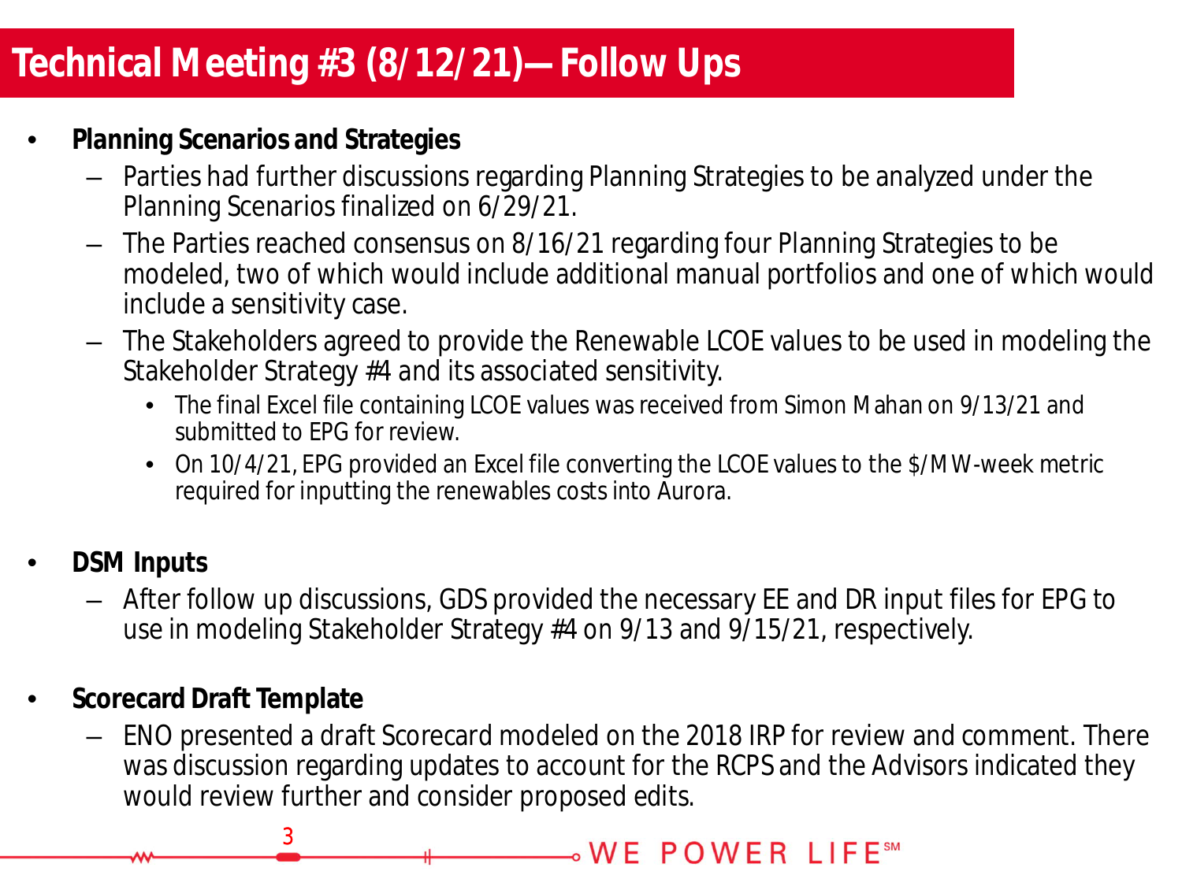# Technical Meeting #3 (8/12/21)—Follow Ups

- **Planning Scenarios and Strategies**
  - Parties had further discussions regarding Planning Strategies to be analyzed under the Planning Scenarios finalized on 6/29/21.
  - The Parties reached consensus on 8/16/21 regarding four Planning Strategies to be modeled, two of which would include additional manual portfolios and one of which would include a sensitivity case.
  - The Stakeholders agreed to provide the Renewable LCOE values to be used in modeling the Stakeholder Strategy #4 and its associated sensitivity.
    - The final Excel file containing LCOE values was received from Simon Mahan on 9/13/21 and submitted to EPG for review.
    - On 10/4/21, EPG provided an Excel file converting the LCOE values to the $/MW-week metric required for inputting the renewables costs into Aurora.

- **DSM Inputs**
  - After follow up discussions, GDS provided the necessary EE and DR input files for EPG to use in modeling Stakeholder Strategy #4 on 9/13 and 9/15/21, respectively.

- **Scorecard Draft Template**
  - ENO presented a draft Scorecard modeled on the 2018 IRP for review and comment. There was discussion regarding updates to account for the RCPS and the Advisors indicated they would review further and consider proposed edits.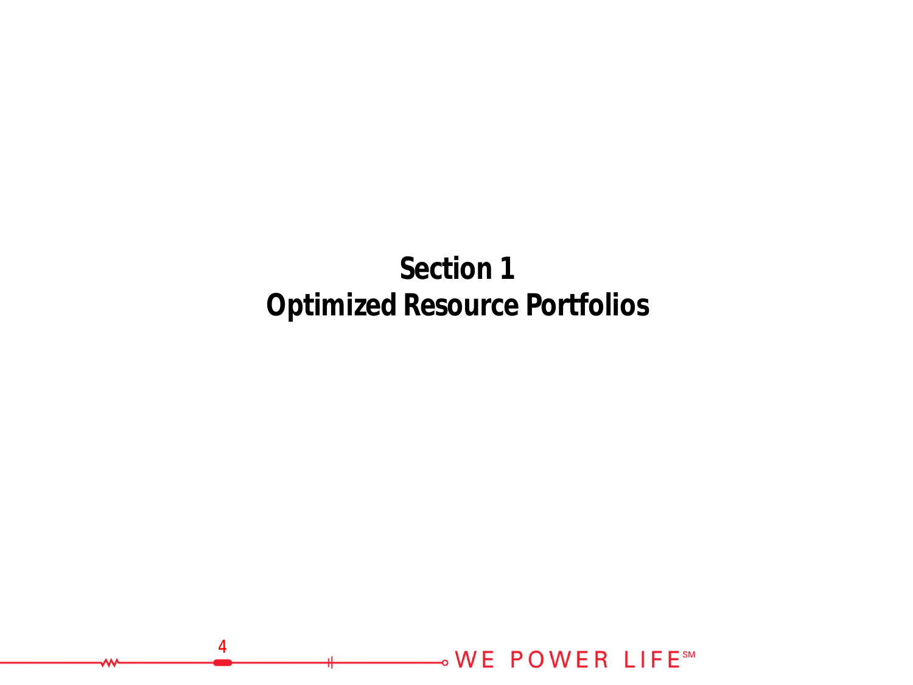# Section 1
# Optimized Resource Portfolios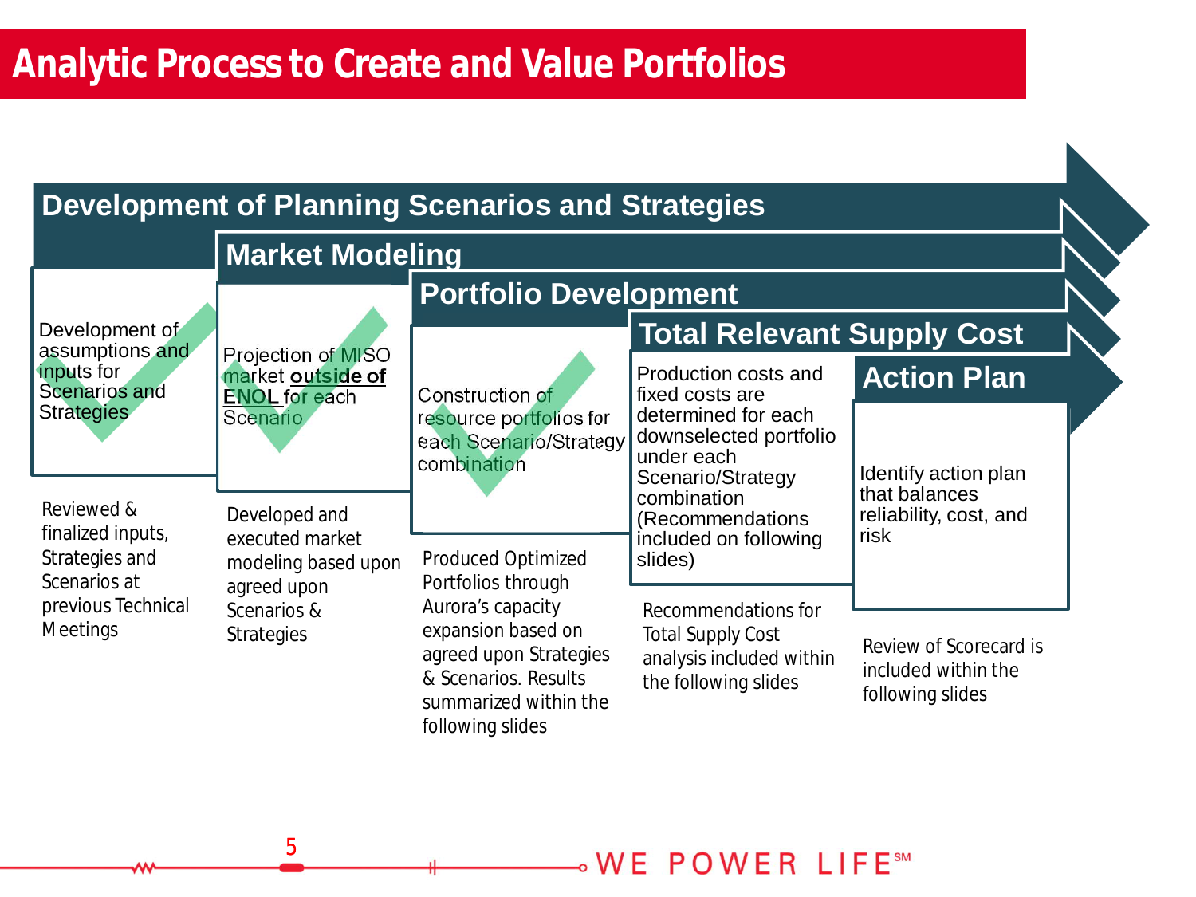# Analytic Process to Create and Value Portfolios

## Development of Planning Scenarios and Strategies

Development of assumptions and inputs for Scenarios and Strategies

Reviewed & finalized inputs, Strategies and Scenarios at previous Technical Meetings

## Market Modeling

Projection of MISO market **outside of ENOL** for each Scenario

Developed and executed market modeling based upon agreed upon Scenarios & Strategies

## Portfolio Development

Construction of resource portfolios for each Scenario/Strategy combination

Produced Optimized Portfolios through Aurora's capacity expansion based on agreed upon Strategies & Scenarios. Results summarized within the following slides

## Total Relevant Supply Cost

Production costs and fixed costs are determined for each downselected portfolio under each Scenario/Strategy combination (Recommendations included on following slides)

Recommendations for Total Supply Cost analysis included within the following slides

## Action Plan

Identify action plan that balances reliability, cost, and risk

Review of Scorecard is included within the following slides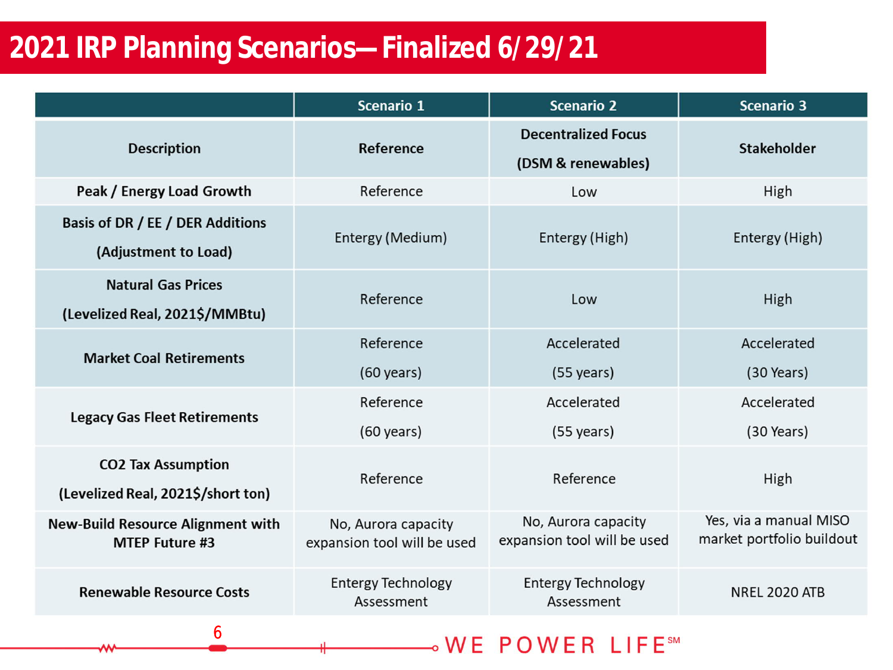# 2021 IRP Planning Scenarios— Finalized 6/29/21

| | Scenario 1 | Scenario 2 | Scenario 3 |
|---|---|---|---|
| **Description** | **Reference** | **Decentralized Focus (DSM & renewables)** | **Stakeholder** |
| **Peak / Energy Load Growth** | Reference | Low | High |
| **Basis of DR / EE / DER Additions (Adjustment to Load)** | Entergy (Medium) | Entergy (High) | Entergy (High) |
| **Natural Gas Prices (Levelized Real, 2021$/MMBtu)** | Reference | Low | High |
| **Market Coal Retirements** | Reference (60 years) | Accelerated (55 years) | Accelerated (30 Years) |
| **Legacy Gas Fleet Retirements** | Reference (60 years) | Accelerated (55 years) | Accelerated (30 Years) |
| **CO2 Tax Assumption (Levelized Real, 2021$/short ton)** | Reference | Reference | High |
| **New-Build Resource Alignment with MTEP Future #3** | No, Aurora capacity expansion tool will be used | No, Aurora capacity expansion tool will be used | Yes, via a manual MISO market portfolio buildout |
| **Renewable Resource Costs** | Entergy Technology Assessment | Entergy Technology Assessment | NREL 2020 ATB |

WE POWER LIFE℠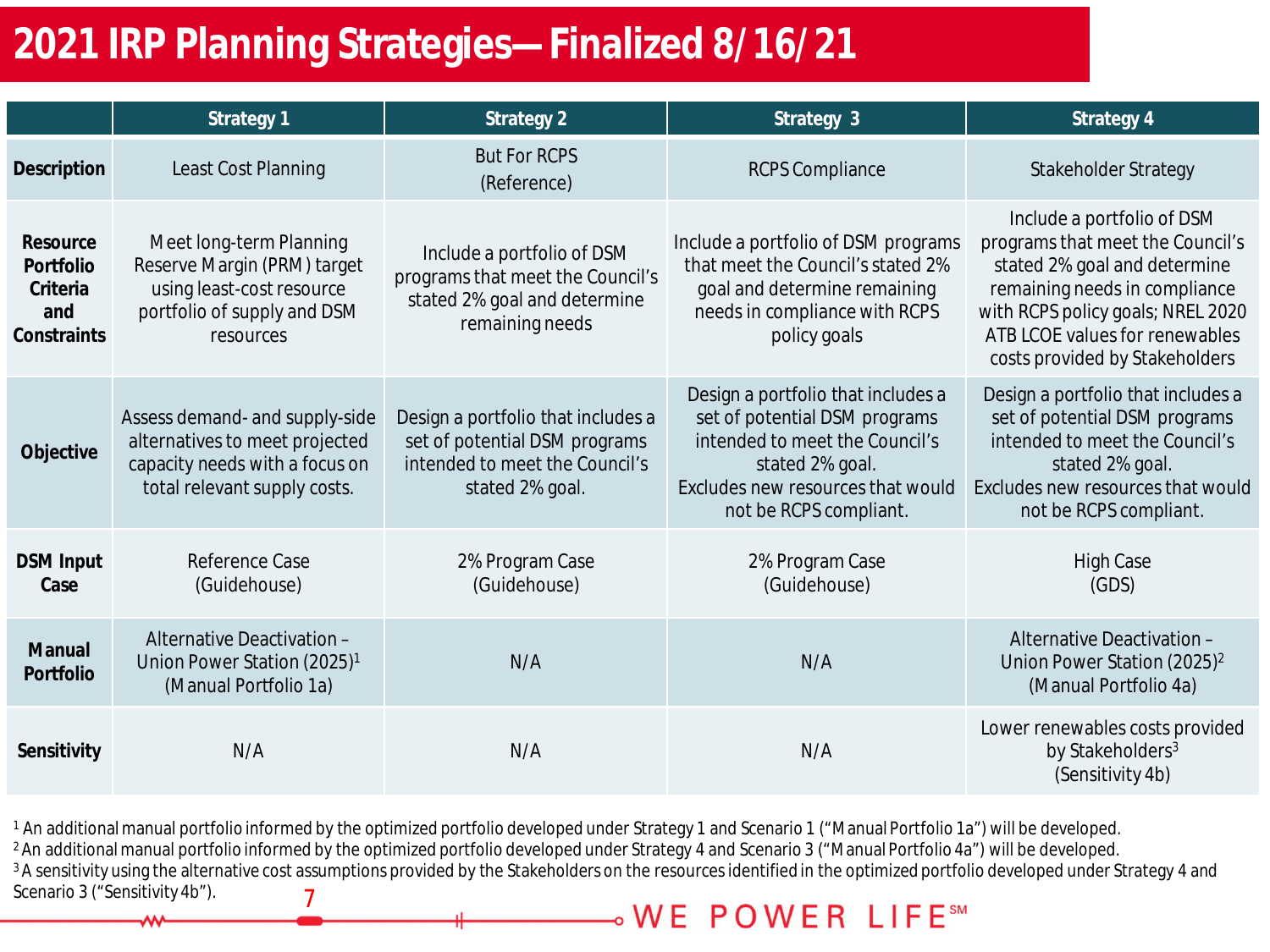# 2021 IRP Planning Strategies—Finalized 8/16/21

| | Strategy 1 | Strategy 2 | Strategy 3 | Strategy 4 |
|---|---|---|---|---|
| **Description** | Least Cost Planning | But For RCPS (Reference) | RCPS Compliance | Stakeholder Strategy |
| **Resource Portfolio Criteria and Constraints** | Meet long-term Planning Reserve Margin (PRM) target using least-cost resource portfolio of supply and DSM resources | Include a portfolio of DSM programs that meet the Council's stated 2% goal and determine remaining needs | Include a portfolio of DSM programs that meet the Council's stated 2% goal and determine remaining needs in compliance with RCPS policy goals | Include a portfolio of DSM programs that meet the Council's stated 2% goal and determine remaining needs in compliance with RCPS policy goals; NREL 2020 ATB LCOE values for renewables costs provided by Stakeholders |
| **Objective** | Assess demand- and supply-side alternatives to meet projected capacity needs with a focus on total relevant supply costs. | Design a portfolio that includes a set of potential DSM programs intended to meet the Council's stated 2% goal. | Design a portfolio that includes a set of potential DSM programs intended to meet the Council's stated 2% goal. Excludes new resources that would not be RCPS compliant. | Design a portfolio that includes a set of potential DSM programs intended to meet the Council's stated 2% goal. Excludes new resources that would not be RCPS compliant. |
| **DSM Input Case** | Reference Case (Guidehouse) | 2% Program Case (Guidehouse) | 2% Program Case (Guidehouse) | High Case (GDS) |
| **Manual Portfolio** | Alternative Deactivation – Union Power Station (2025)[1] (Manual Portfolio 1a) | N/A | N/A | Alternative Deactivation – Union Power Station (2025)[2] (Manual Portfolio 4a) |
| **Sensitivity** | N/A | N/A | N/A | Lower renewables costs provided by Stakeholders[3] (Sensitivity 4b) |

[1] An additional manual portfolio informed by the optimized portfolio developed under Strategy 1 and Scenario 1 ("Manual Portfolio 1a") will be developed.
[2] An additional manual portfolio informed by the optimized portfolio developed under Strategy 4 and Scenario 3 ("Manual Portfolio 4a") will be developed.
[3] A sensitivity using the alternative cost assumptions provided by the Stakeholders on the resources identified in the optimized portfolio developed under Strategy 4 and Scenario 3 ("Sensitivity 4b").

WE POWER LIFE℠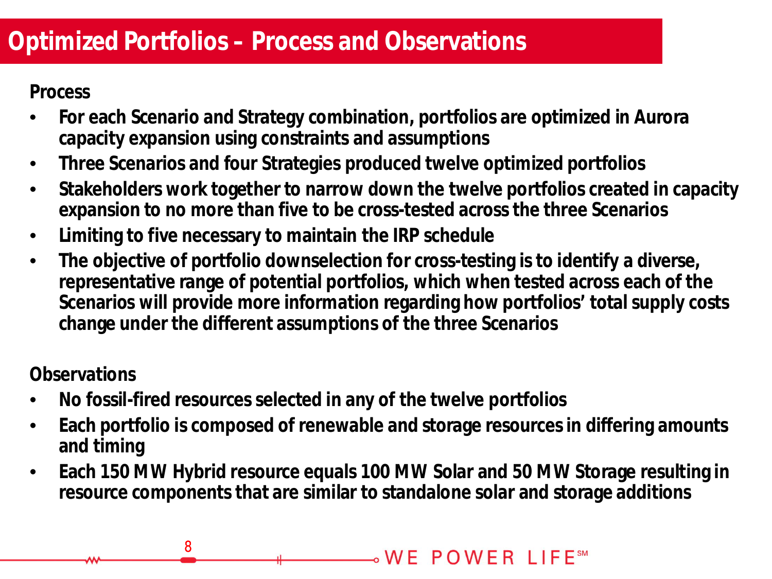# Optimized Portfolios – Process and Observations

**Process**

- **For each Scenario and Strategy combination, portfolios are optimized in Aurora capacity expansion using constraints and assumptions**
- **Three Scenarios and four Strategies produced twelve optimized portfolios**
- **Stakeholders work together to narrow down the twelve portfolios created in capacity expansion to no more than five to be cross-tested across the three Scenarios**
- **Limiting to five necessary to maintain the IRP schedule**
- **The objective of portfolio downselection for cross-testing is to identify a diverse, representative range of potential portfolios, which when tested across each of the Scenarios will provide more information regarding how portfolios' total supply costs change under the different assumptions of the three Scenarios**

**Observations**

- **No fossil-fired resources selected in any of the twelve portfolios**
- **Each portfolio is composed of renewable and storage resources in differing amounts and timing**
- **Each 150 MW Hybrid resource equals 100 MW Solar and 50 MW Storage resulting in resource components that are similar to standalone solar and storage additions**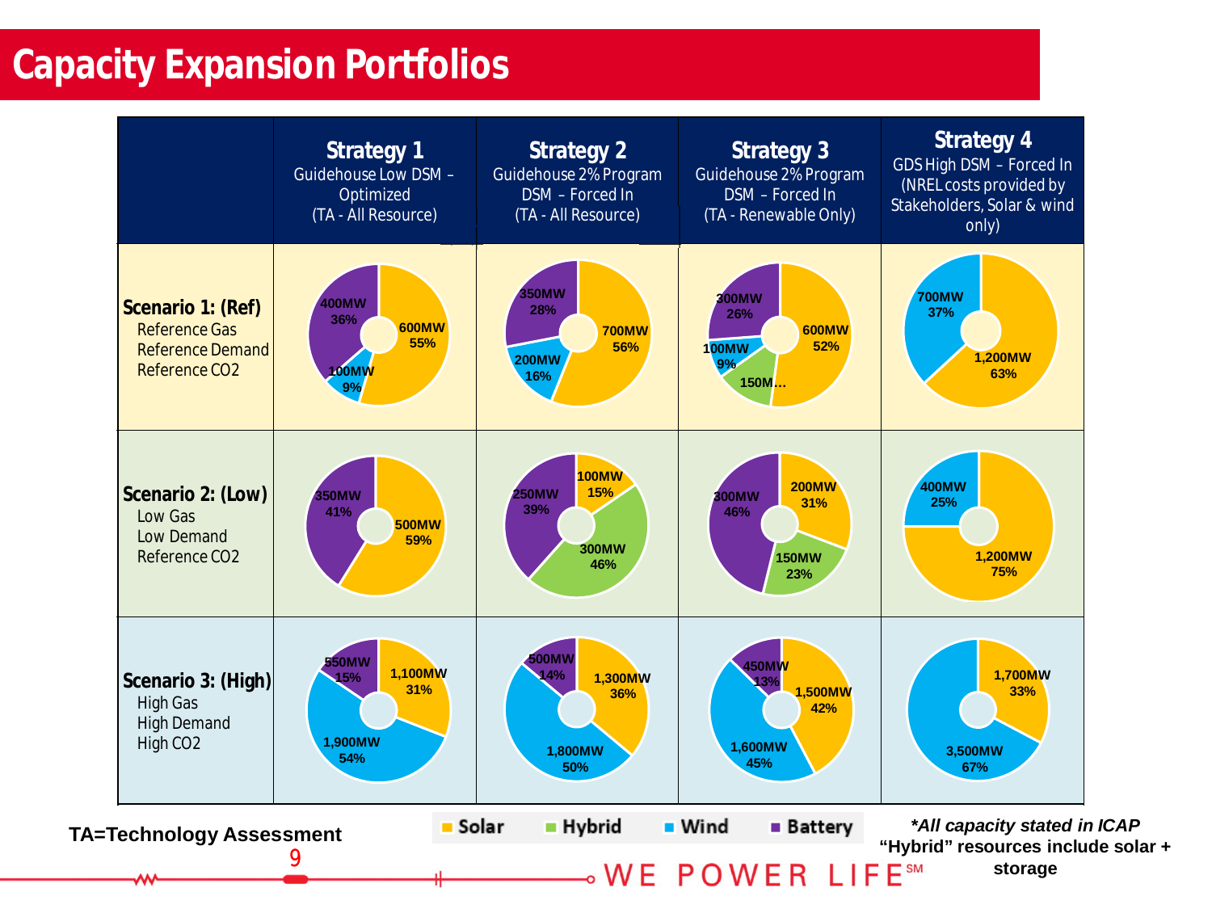# Capacity Expansion Portfolios

| | **Strategy 1** Guidehouse Low DSM – Optimized (TA - All Resource) | **Strategy 2** Guidehouse 2% Program DSM – Forced In (TA - All Resource) | **Strategy 3** Guidehouse 2% Program DSM – Forced In (TA - Renewable Only) | **Strategy 4** GDS High DSM – Forced In (NREL costs provided by Stakeholders, Solar & wind only) |
|---|---|---|---|---|
| **Scenario 1: (Ref)** Reference Gas, Reference Demand, Reference CO2 | Solar 600MW 55%; Wind 100MW 9%; Battery 400MW 36% | Solar 700MW 56%; Wind 200MW 16%; Battery 350MW 28% | Solar 600MW 52%; Hybrid 150M… ; Wind 100MW 9%; Battery 300MW 26% | Solar 1,200MW 63%; Wind 700MW 37% |
| **Scenario 2: (Low)** Low Gas, Low Demand, Reference CO2 | Solar 500MW 59%; Battery 350MW 41% | Solar 100MW 15%; Hybrid 300MW 46%; Battery 250MW 39% | Solar 200MW 31%; Hybrid 150MW 23%; Battery 300MW 46% | Solar 1,200MW 75%; Wind 400MW 25% |
| **Scenario 3: (High)** High Gas, High Demand, High CO2 | Solar 1,100MW 31%; Wind 1,900MW 54%; Battery 550MW 15% | Solar 1,300MW 36%; Wind 1,800MW 50%; Battery 500MW 14% | Solar 1,500MW 42%; Wind 1,600MW 45%; Battery 450MW 13% | Solar 1,700MW 33%; Wind 3,500MW 67% |

Legend: Solar, Hybrid, Wind, Battery

**TA=Technology Assessment**

***All capacity stated in ICAP**

**"Hybrid" resources include solar + storage**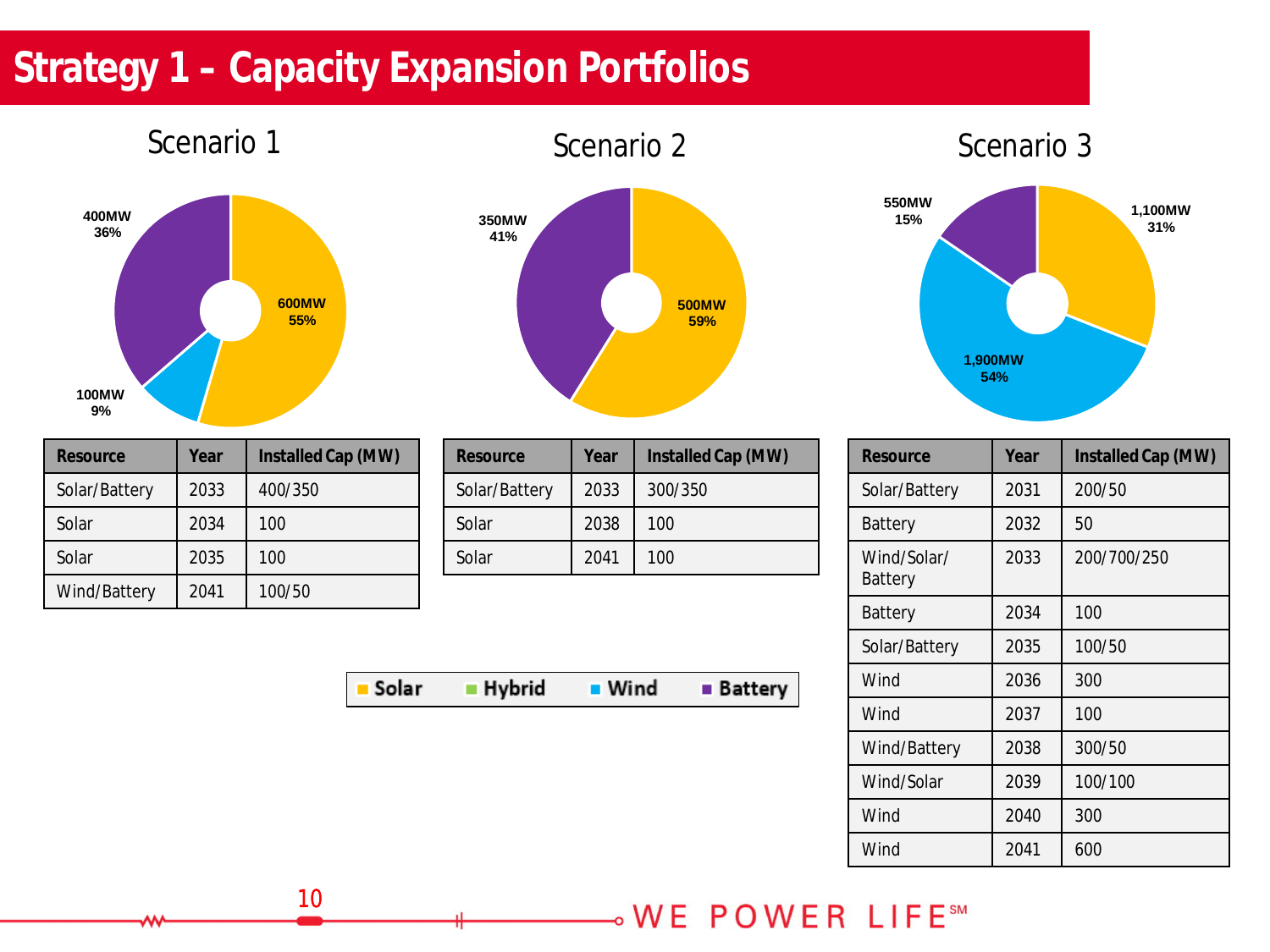# Strategy 1 – Capacity Expansion Portfolios

## Scenario 1

400MW 36%

600MW 55%

100MW 9%

| Resource | Year | Installed Cap (MW) |
|---|---|---|
| Solar/Battery | 2033 | 400/350 |
| Solar | 2034 | 100 |
| Solar | 2035 | 100 |
| Wind/Battery | 2041 | 100/50 |

## Scenario 2

350MW 41%

500MW 59%

| Resource | Year | Installed Cap (MW) |
|---|---|---|
| Solar/Battery | 2033 | 300/350 |
| Solar | 2038 | 100 |
| Solar | 2041 | 100 |

## Scenario 3

550MW 15%

1,100MW 31%

1,900MW 54%

| Resource | Year | Installed Cap (MW) |
|---|---|---|
| Solar/Battery | 2031 | 200/50 |
| Battery | 2032 | 50 |
| Wind/Solar/ Battery | 2033 | 200/700/250 |
| Battery | 2034 | 100 |
| Solar/Battery | 2035 | 100/50 |
| Wind | 2036 | 300 |
| Wind | 2037 | 100 |
| Wind/Battery | 2038 | 300/50 |
| Wind/Solar | 2039 | 100/100 |
| Wind | 2040 | 300 |
| Wind | 2041 | 600 |

Solar | Hybrid | Wind | Battery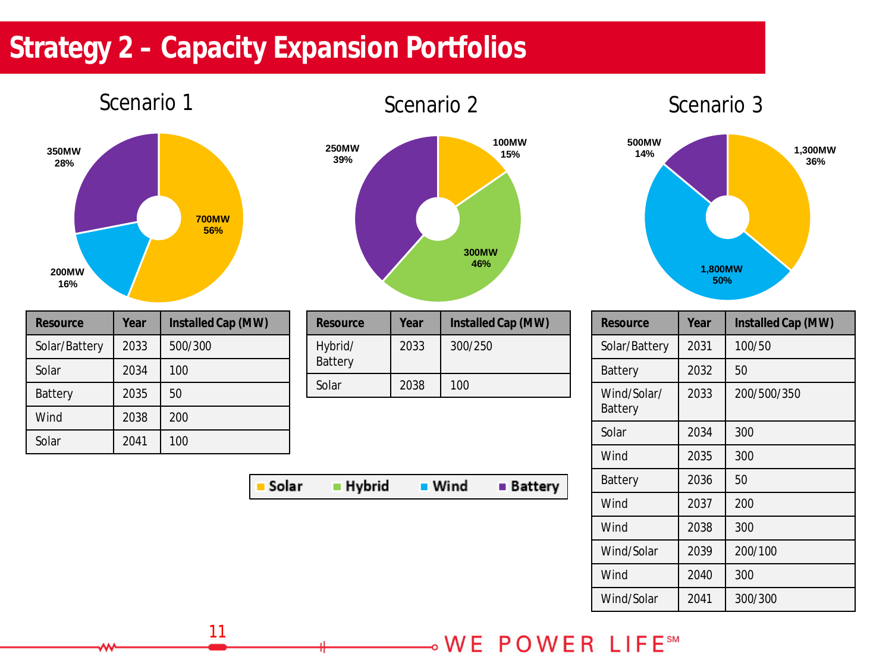# Strategy 2 – Capacity Expansion Portfolios

## Scenario 1

- Solar: 700MW, 56%
- Wind: 200MW, 16%
- Battery: 350MW, 28%

| Resource | Year | Installed Cap (MW) |
|---|---|---|
| Solar/Battery | 2033 | 500/300 |
| Solar | 2034 | 100 |
| Battery | 2035 | 50 |
| Wind | 2038 | 200 |
| Solar | 2041 | 100 |

## Scenario 2

- Solar: 100MW, 15%
- Hybrid: 300MW, 46%
- Battery: 250MW, 39%

| Resource | Year | Installed Cap (MW) |
|---|---|---|
| Hybrid/ Battery | 2033 | 300/250 |
| Solar | 2038 | 100 |

Legend: Solar, Hybrid, Wind, Battery

## Scenario 3

- Solar: 1,300MW, 36%
- Wind: 1,800MW, 50%
- Battery: 500MW, 14%

| Resource | Year | Installed Cap (MW) |
|---|---|---|
| Solar/Battery | 2031 | 100/50 |
| Battery | 2032 | 50 |
| Wind/Solar/ Battery | 2033 | 200/500/350 |
| Solar | 2034 | 300 |
| Wind | 2035 | 300 |
| Battery | 2036 | 50 |
| Wind | 2037 | 200 |
| Wind | 2038 | 300 |
| Wind/Solar | 2039 | 200/100 |
| Wind | 2040 | 300 |
| Wind/Solar | 2041 | 300/300 |

WE POWER LIFE℠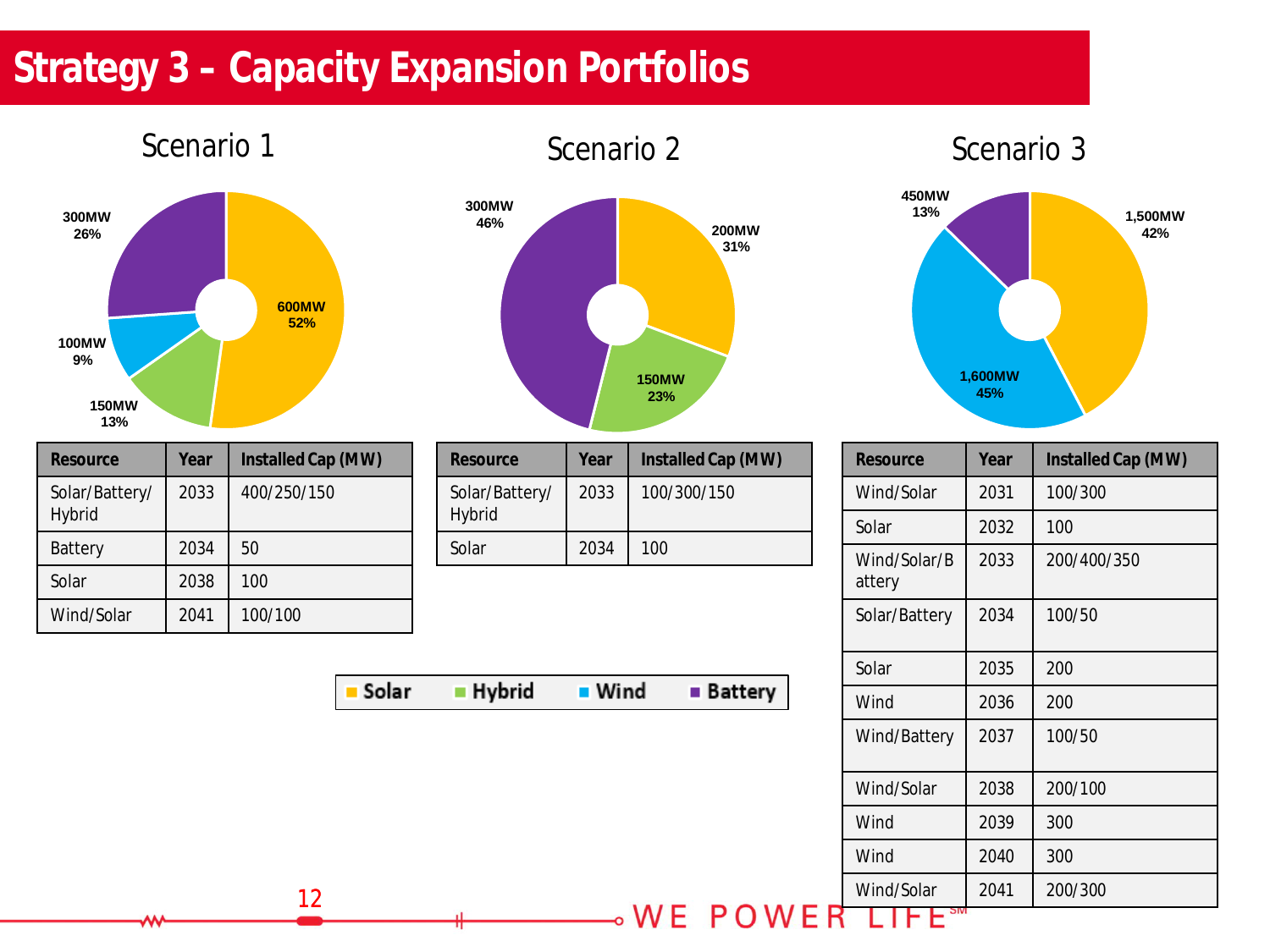# Strategy 3 – Capacity Expansion Portfolios

## Scenario 1

600MW 52% (Solar); 150MW 13% (Hybrid); 100MW 9% (Wind); 300MW 26% (Battery)

| Resource | Year | Installed Cap (MW) |
|---|---|---|
| Solar/Battery/Hybrid | 2033 | 400/250/150 |
| Battery | 2034 | 50 |
| Solar | 2038 | 100 |
| Wind/Solar | 2041 | 100/100 |

## Scenario 2

200MW 31% (Solar); 150MW 23% (Hybrid); 300MW 46% (Battery)

| Resource | Year | Installed Cap (MW) |
|---|---|---|
| Solar/Battery/Hybrid | 2033 | 100/300/150 |
| Solar | 2034 | 100 |

## Scenario 3

1,500MW 42% (Solar); 1,600MW 45% (Wind); 450MW 13% (Battery)

| Resource | Year | Installed Cap (MW) |
|---|---|---|
| Wind/Solar | 2031 | 100/300 |
| Solar | 2032 | 100 |
| Wind/Solar/Battery | 2033 | 200/400/350 |
| Solar/Battery | 2034 | 100/50 |
| Solar | 2035 | 200 |
| Wind | 2036 | 200 |
| Wind/Battery | 2037 | 100/50 |
| Wind/Solar | 2038 | 200/100 |
| Wind | 2039 | 300 |
| Wind | 2040 | 300 |
| Wind/Solar | 2041 | 200/300 |

Solar | Hybrid | Wind | Battery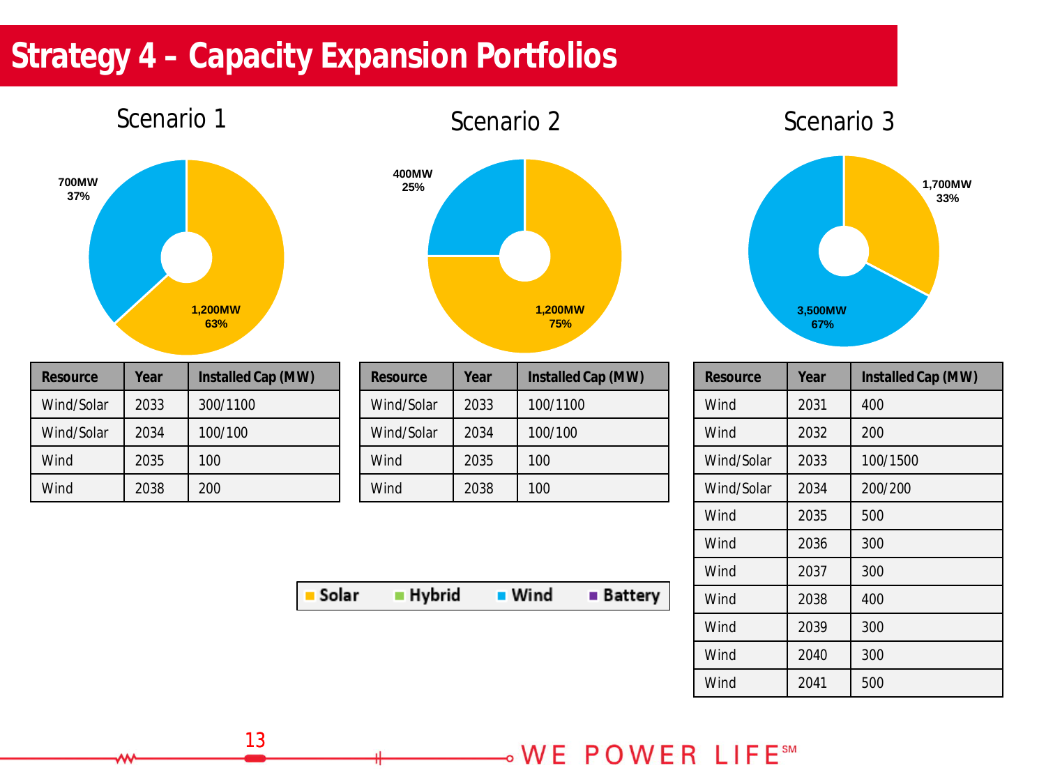# Strategy 4 – Capacity Expansion Portfolios

## Scenario 1

700MW 37%

1,200MW 63%

| Resource | Year | Installed Cap (MW) |
|---|---|---|
| Wind/Solar | 2033 | 300/1100 |
| Wind/Solar | 2034 | 100/100 |
| Wind | 2035 | 100 |
| Wind | 2038 | 200 |

## Scenario 2

400MW 25%

1,200MW 75%

| Resource | Year | Installed Cap (MW) |
|---|---|---|
| Wind/Solar | 2033 | 100/1100 |
| Wind/Solar | 2034 | 100/100 |
| Wind | 2035 | 100 |
| Wind | 2038 | 100 |

## Scenario 3

1,700MW 33%

3,500MW 67%

| Resource | Year | Installed Cap (MW) |
|---|---|---|
| Wind | 2031 | 400 |
| Wind | 2032 | 200 |
| Wind/Solar | 2033 | 100/1500 |
| Wind/Solar | 2034 | 200/200 |
| Wind | 2035 | 500 |
| Wind | 2036 | 300 |
| Wind | 2037 | 300 |
| Wind | 2038 | 400 |
| Wind | 2039 | 300 |
| Wind | 2040 | 300 |
| Wind | 2041 | 500 |

Solar Hybrid Wind Battery

WE POWER LIFE℠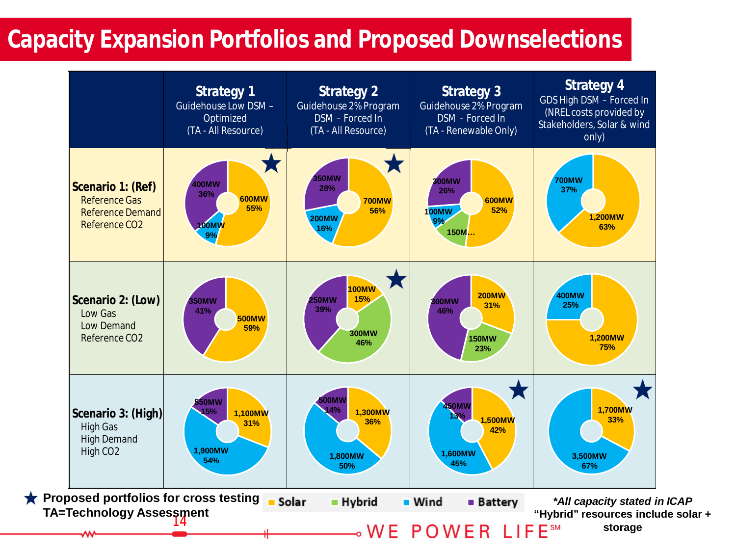# Capacity Expansion Portfolios and Proposed Downselections

| | **Strategy 1** Guidehouse Low DSM – Optimized (TA - All Resource) | **Strategy 2** Guidehouse 2% Program DSM – Forced In (TA - All Resource) | **Strategy 3** Guidehouse 2% Program DSM – Forced In (TA - Renewable Only) | **Strategy 4** GDS High DSM – Forced In (NREL costs provided by Stakeholders, Solar & wind only) |
|---|---|---|---|---|
| **Scenario 1: (Ref)** Reference Gas, Reference Demand, Reference CO2 | ★ Solar 600MW 55%; Wind 100MW 9%; Battery 400MW 36% | ★ Solar 700MW 56%; Wind 200MW 16%; Battery 350MW 28% | Solar 600MW 52%; Hybrid 150M…; Wind 100MW 9%; Battery 300MW 26% | Solar 1,200MW 63%; Wind 700MW 37% |
| **Scenario 2: (Low)** Low Gas, Low Demand, Reference CO2 | Solar 500MW 59%; Battery 350MW 41% | ★ Solar 100MW 15%; Hybrid 300MW 46%; Battery 250MW 39% | Solar 200MW 31%; Hybrid 150MW 23%; Battery 300MW 46% | Solar 1,200MW 75%; Wind 400MW 25% |
| **Scenario 3: (High)** High Gas, High Demand, High CO2 | Solar 1,100MW 31%; Wind 1,900MW 54%; Battery 550MW 15% | Solar 1,300MW 36%; Wind 1,800MW 50%; Battery 500MW 14% | ★ Solar 1,500MW 42%; Wind 1,600MW 45%; Battery 450MW 13% | ★ Solar 1,700MW 33%; Wind 3,500MW 67% |

★ **Proposed portfolios for cross testing**
**TA=Technology Assessment**

Solar | Hybrid | Wind | Battery

***All capacity stated in ICAP**
**"Hybrid" resources include solar + storage**

WE POWER LIFE℠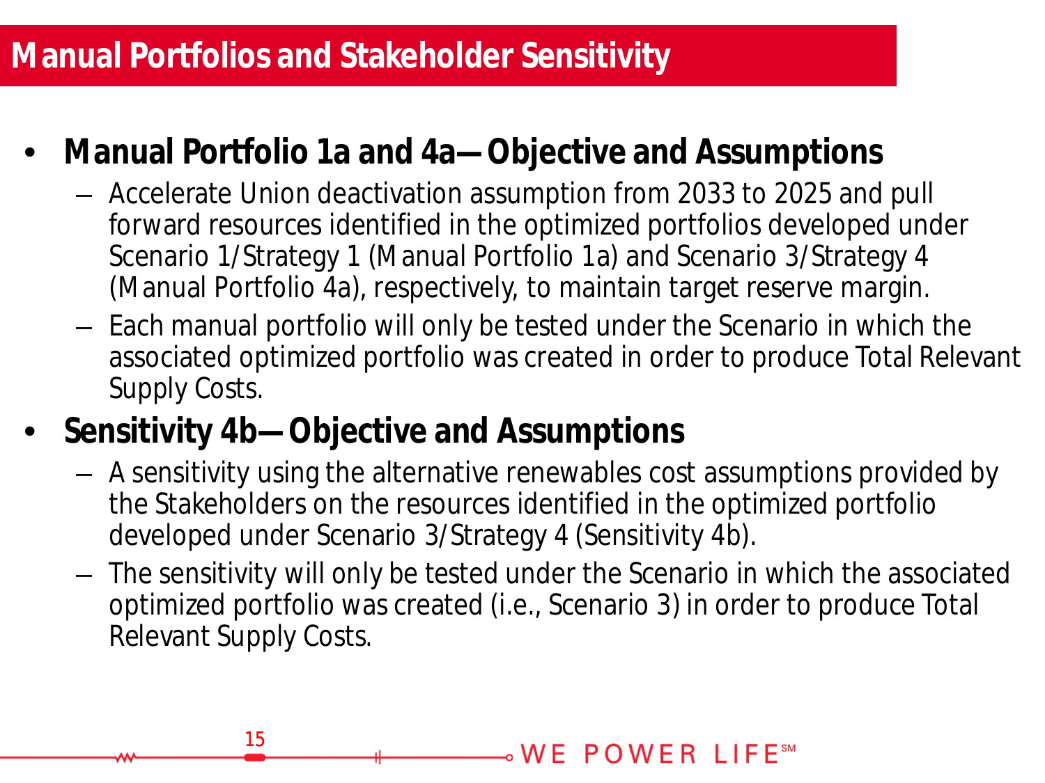# Manual Portfolios and Stakeholder Sensitivity

- **Manual Portfolio 1a and 4a—Objective and Assumptions**
  - Accelerate Union deactivation assumption from 2033 to 2025 and pull forward resources identified in the optimized portfolios developed under Scenario 1/Strategy 1 (Manual Portfolio 1a) and Scenario 3/Strategy 4 (Manual Portfolio 4a), respectively, to maintain target reserve margin.
  - Each manual portfolio will only be tested under the Scenario in which the associated optimized portfolio was created in order to produce Total Relevant Supply Costs.
- **Sensitivity 4b—Objective and Assumptions**
  - A sensitivity using the alternative renewables cost assumptions provided by the Stakeholders on the resources identified in the optimized portfolio developed under Scenario 3/Strategy 4 (Sensitivity 4b).
  - The sensitivity will only be tested under the Scenario in which the associated optimized portfolio was created (i.e., Scenario 3) in order to produce Total Relevant Supply Costs.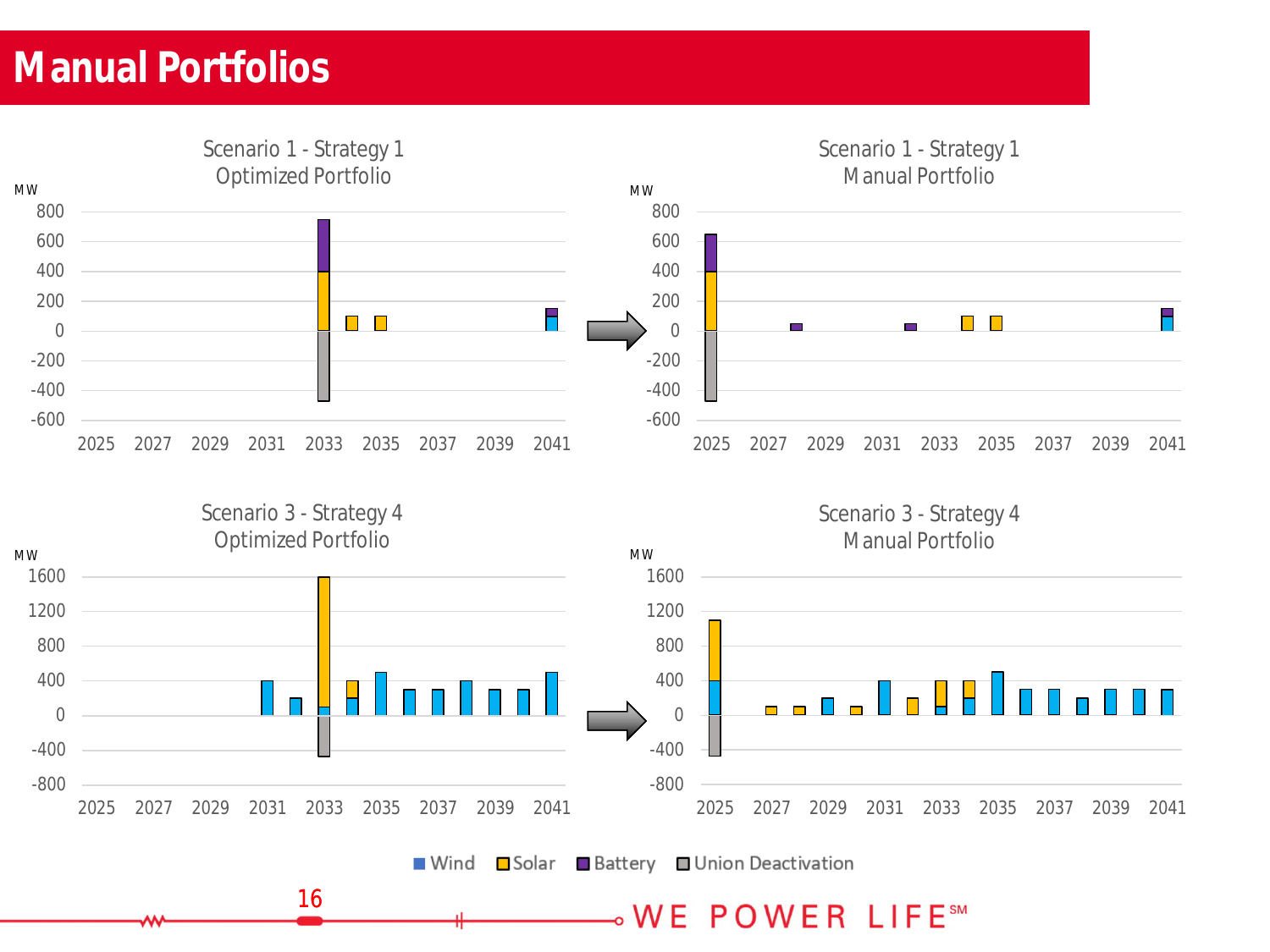# Manual Portfolios

Scenario 1 - Strategy 1
Optimized Portfolio

Scenario 1 - Strategy 1
Manual Portfolio

Scenario 3 - Strategy 4
Optimized Portfolio

Scenario 3 - Strategy 4
Manual Portfolio

Wind | Solar | Battery | Union Deactivation

WE POWER LIFE℠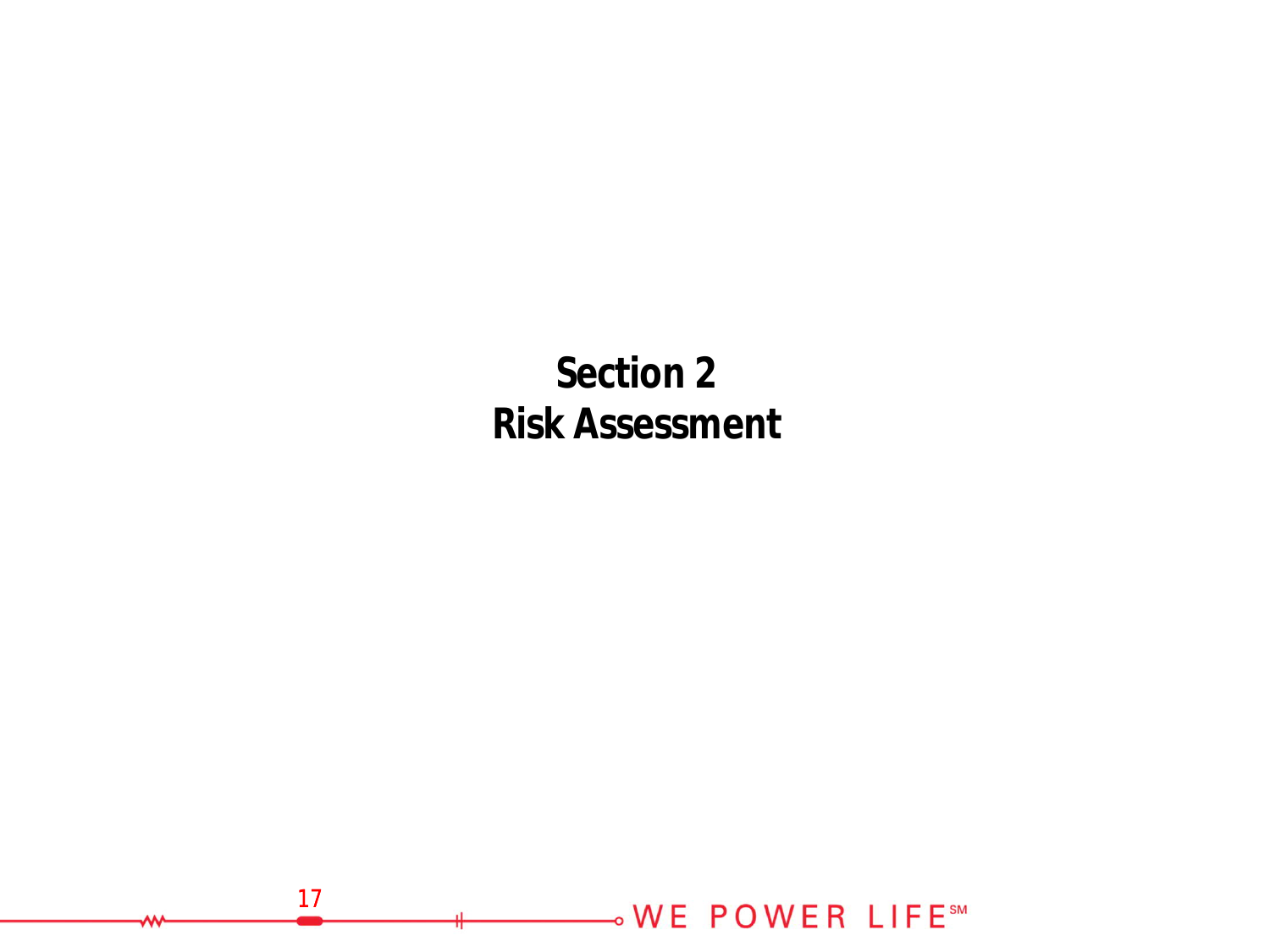# Section 2
# Risk Assessment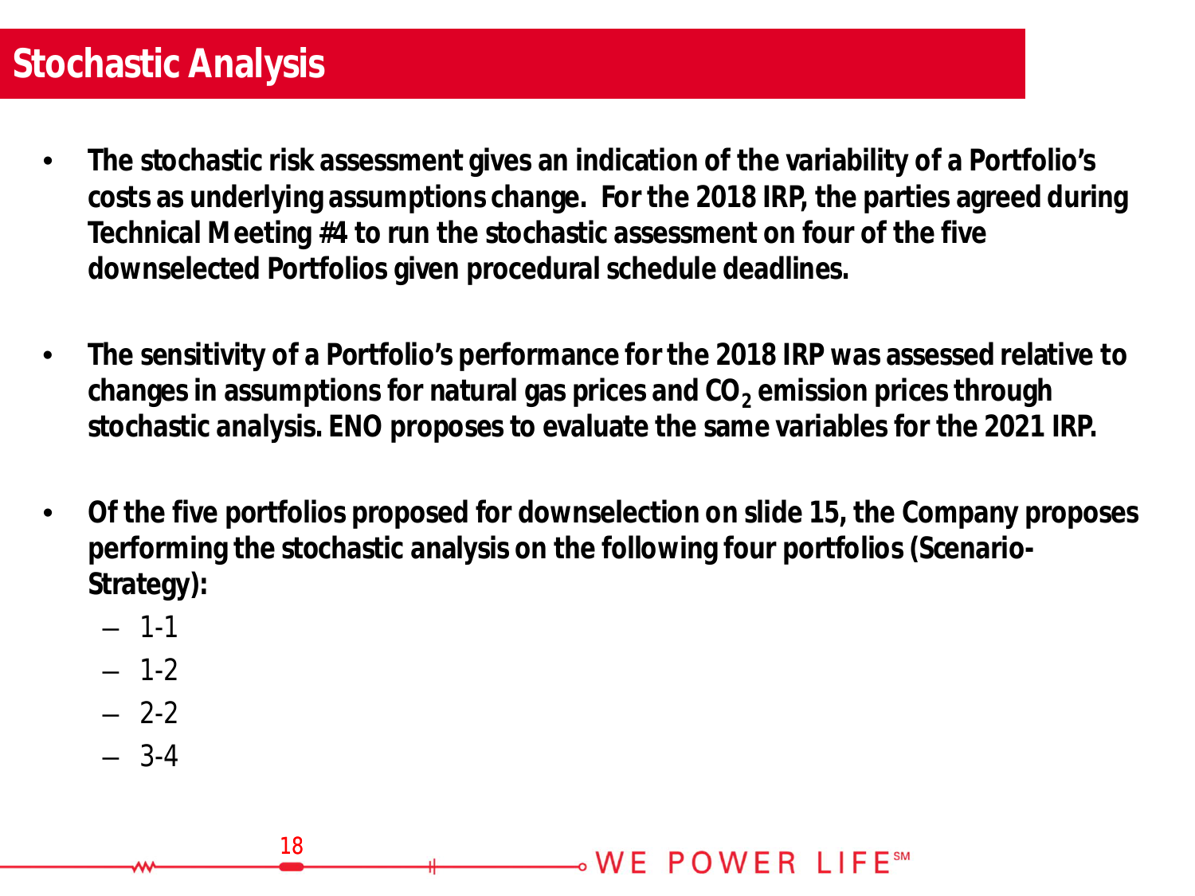# Stochastic Analysis

- **The stochastic risk assessment gives an indication of the variability of a Portfolio's costs as underlying assumptions change. For the 2018 IRP, the parties agreed during Technical Meeting #4 to run the stochastic assessment on four of the five downselected Portfolios given procedural schedule deadlines.**

- **The sensitivity of a Portfolio's performance for the 2018 IRP was assessed relative to changes in assumptions for natural gas prices and $CO_2$ emission prices through stochastic analysis. ENO proposes to evaluate the same variables for the 2021 IRP.**

- **Of the five portfolios proposed for downselection on slide 15, the Company proposes performing the stochastic analysis on the following four portfolios (Scenario-Strategy):**
  - 1-1
  - 1-2
  - 2-2
  - 3-4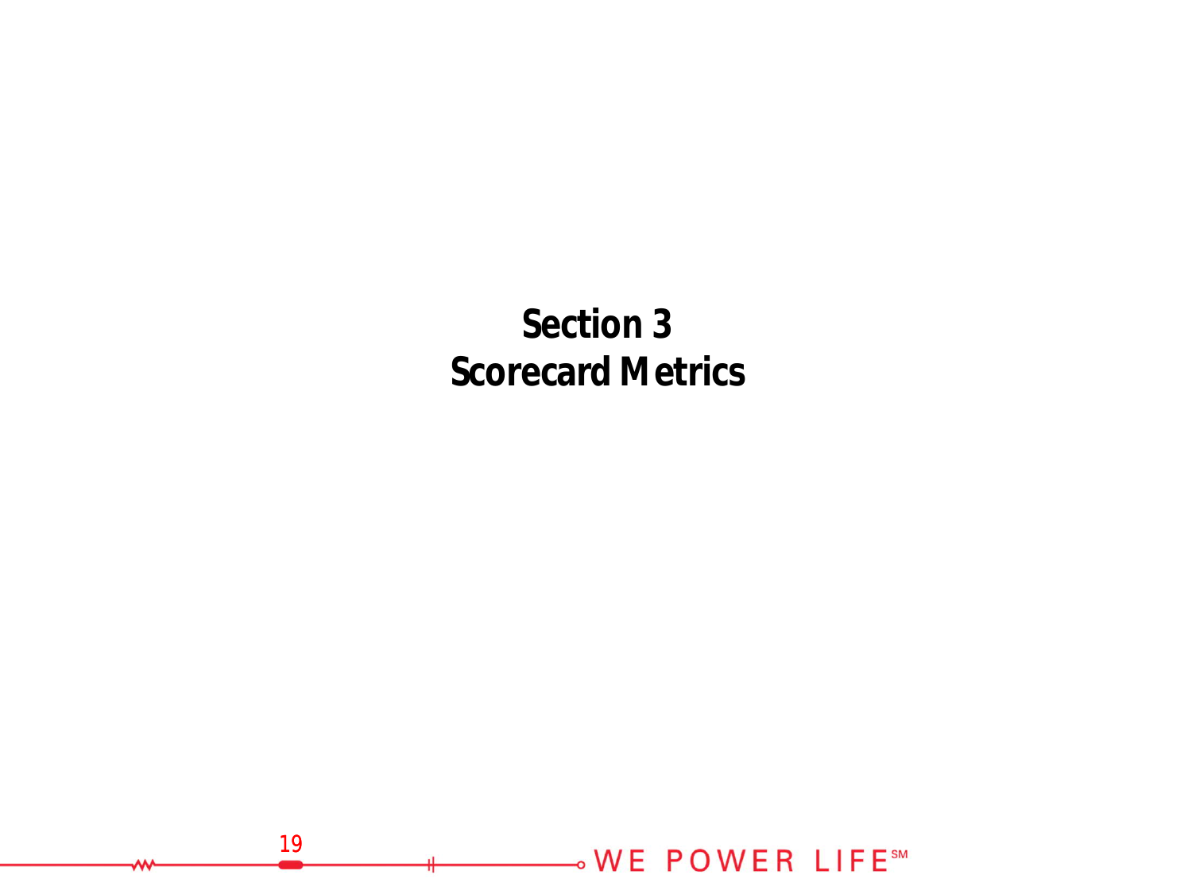# Section 3
# Scorecard Metrics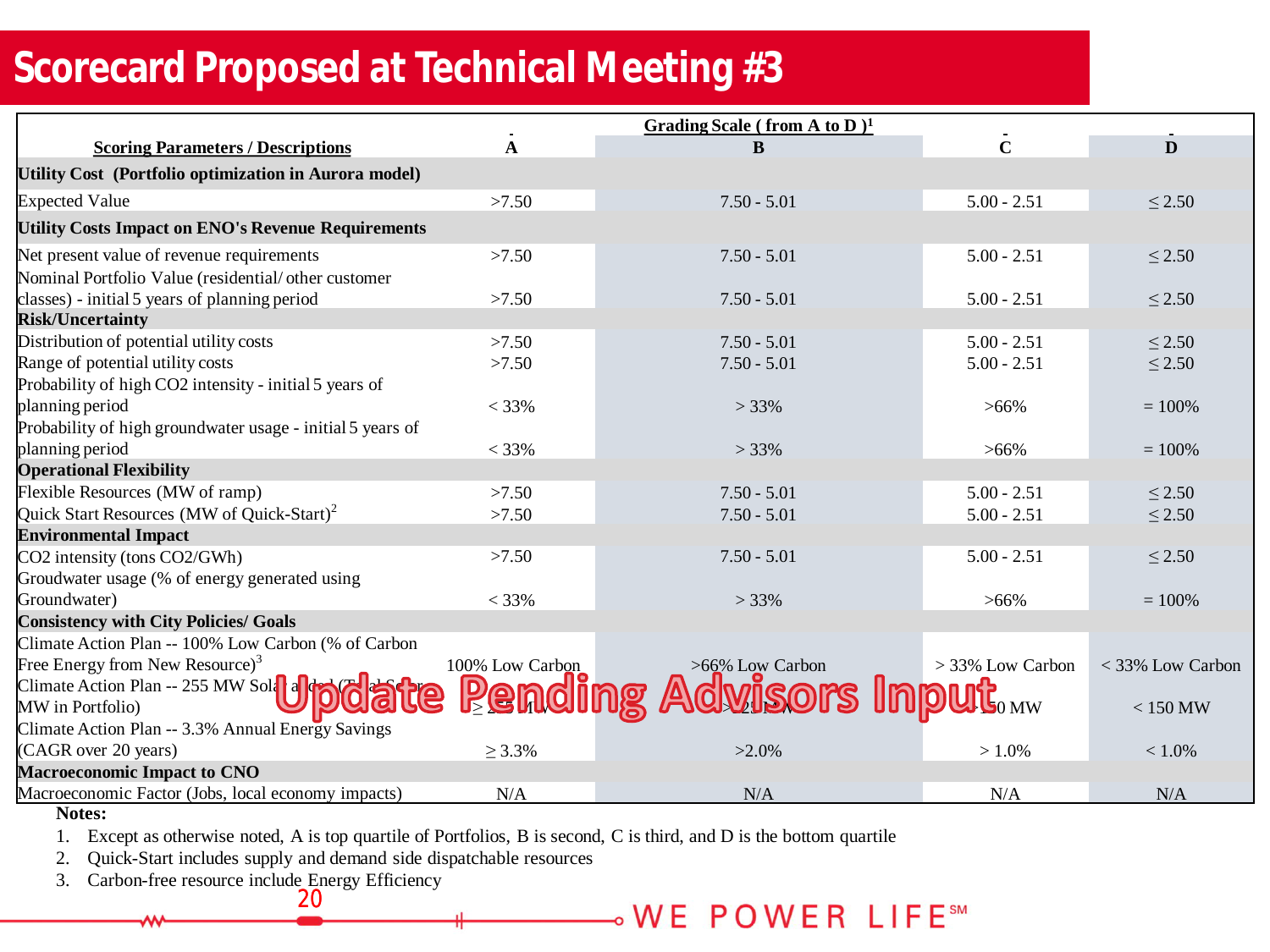# Scorecard Proposed at Technical Meeting #3

| Scoring Parameters / Descriptions | Grading Scale ( from A to D )[1] | | | |
|---|---|---|---|---|
| | A | B | C | D |
| **Utility Cost (Portfolio optimization in Aurora model)** | | | | |
| Expected Value | >7.50 | 7.50 - 5.01 | 5.00 - 2.51 | ≤ 2.50 |
| **Utility Costs Impact on ENO's Revenue Requirements** | | | | |
| Net present value of revenue requirements | >7.50 | 7.50 - 5.01 | 5.00 - 2.51 | ≤ 2.50 |
| Nominal Portfolio Value (residential/ other customer classes) - initial 5 years of planning period | >7.50 | 7.50 - 5.01 | 5.00 - 2.51 | ≤ 2.50 |
| **Risk/Uncertainty** | | | | |
| Distribution of potential utility costs | >7.50 | 7.50 - 5.01 | 5.00 - 2.51 | ≤ 2.50 |
| Range of potential utility costs | >7.50 | 7.50 - 5.01 | 5.00 - 2.51 | ≤ 2.50 |
| Probability of high CO2 intensity - initial 5 years of planning period | < 33% | > 33% | >66% | = 100% |
| Probability of high groundwater usage - initial 5 years of planning period | < 33% | > 33% | >66% | = 100% |
| **Operational Flexibility** | | | | |
| Flexible Resources (MW of ramp) | >7.50 | 7.50 - 5.01 | 5.00 - 2.51 | ≤ 2.50 |
| Quick Start Resources (MW of Quick-Start)[2] | >7.50 | 7.50 - 5.01 | 5.00 - 2.51 | ≤ 2.50 |
| **Environmental Impact** | | | | |
| CO2 intensity (tons CO2/GWh) | >7.50 | 7.50 - 5.01 | 5.00 - 2.51 | ≤ 2.50 |
| Groudwater usage (% of energy generated using Groundwater) | < 33% | > 33% | >66% | = 100% |
| **Consistency with City Policies/ Goals** | | | | |
| Climate Action Plan -- 100% Low Carbon (% of Carbon Free Energy from New Resource)[3] | 100% Low Carbon | >66% Low Carbon | > 33% Low Carbon | < 33% Low Carbon |
| Climate Action Plan -- 255 MW Solar added (Total Solar MW in Portfolio) | ≥ 255 MW | >255 MW | >150 MW | < 150 MW |
| Climate Action Plan -- 3.3% Annual Energy Savings (CAGR over 20 years) | ≥ 3.3% | >2.0% | > 1.0% | < 1.0% |
| **Macroeconomic Impact to CNO** | | | | |
| Macroeconomic Factor (Jobs, local economy impacts) | N/A | N/A | N/A | N/A |

Update Pending Advisors Input

**Notes:**

1. Except as otherwise noted, A is top quartile of Portfolios, B is second, C is third, and D is the bottom quartile
2. Quick-Start includes supply and demand side dispatchable resources
3. Carbon-free resource include Energy Efficiency

WE POWER LIFE℠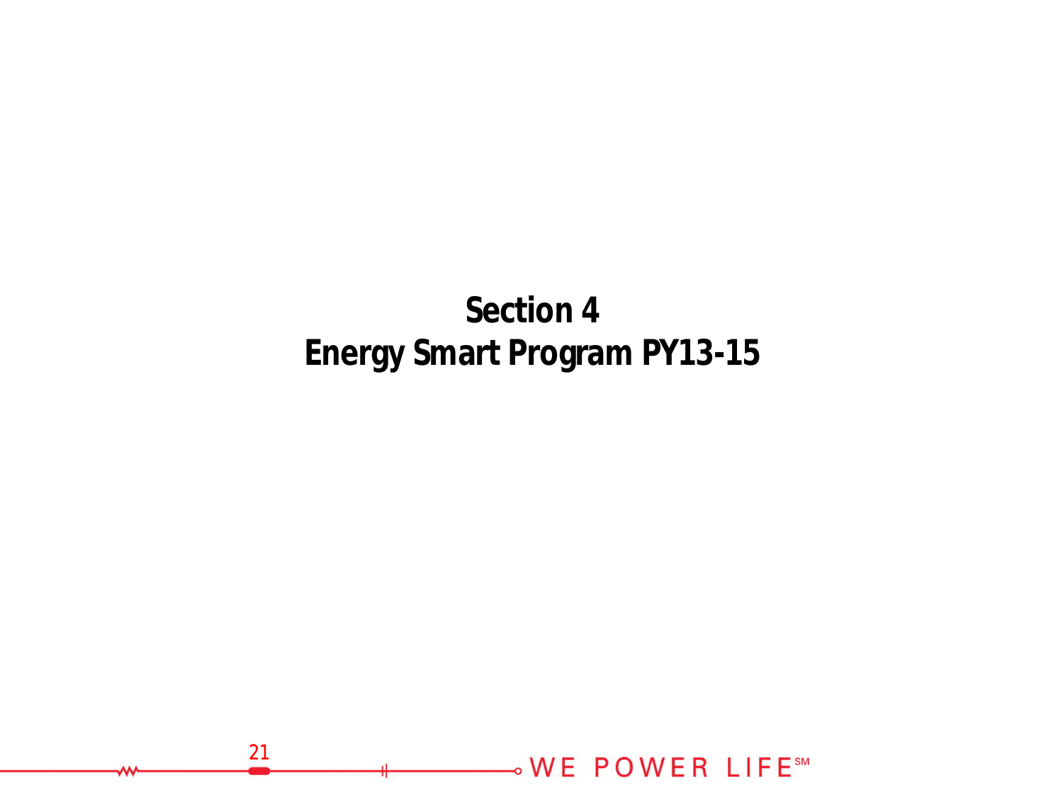# Section 4
# Energy Smart Program PY13-15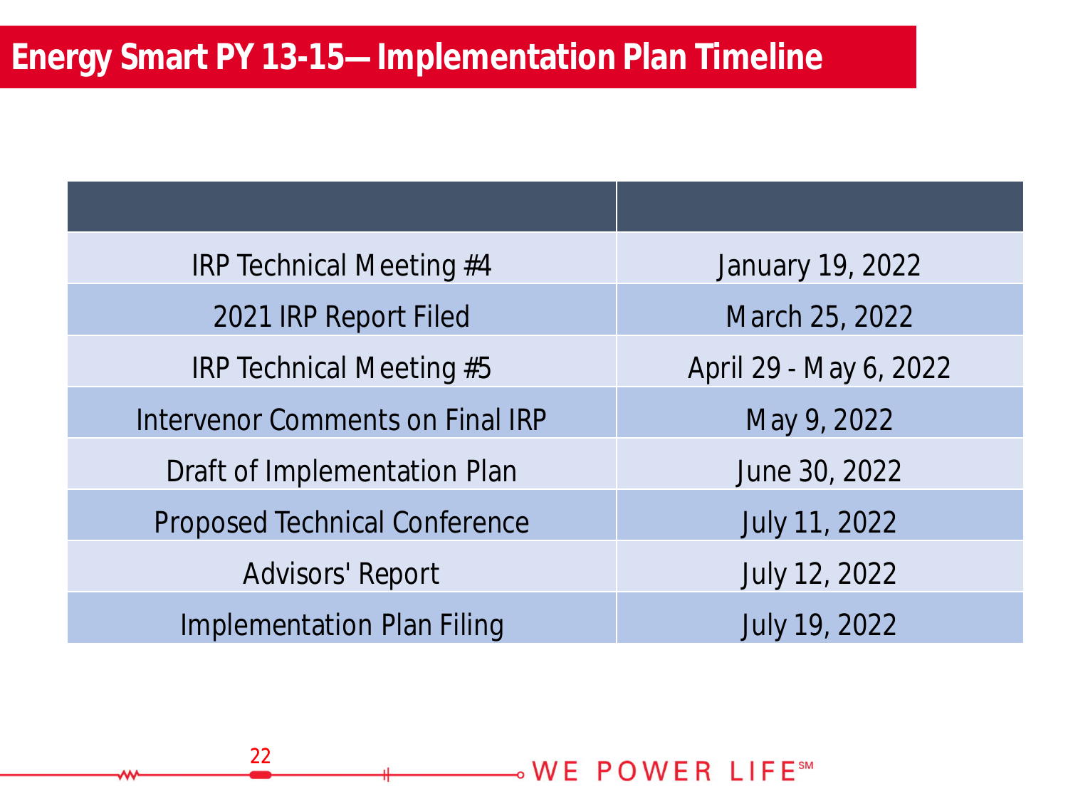# Energy Smart PY 13-15— Implementation Plan Timeline

| | |
|---|---|
| IRP Technical Meeting #4 | January 19, 2022 |
| 2021 IRP Report Filed | March 25, 2022 |
| IRP Technical Meeting #5 | April 29 - May 6, 2022 |
| Intervenor Comments on Final IRP | May 9, 2022 |
| Draft of Implementation Plan | June 30, 2022 |
| Proposed Technical Conference | July 11, 2022 |
| Advisors' Report | July 12, 2022 |
| Implementation Plan Filing | July 19, 2022 |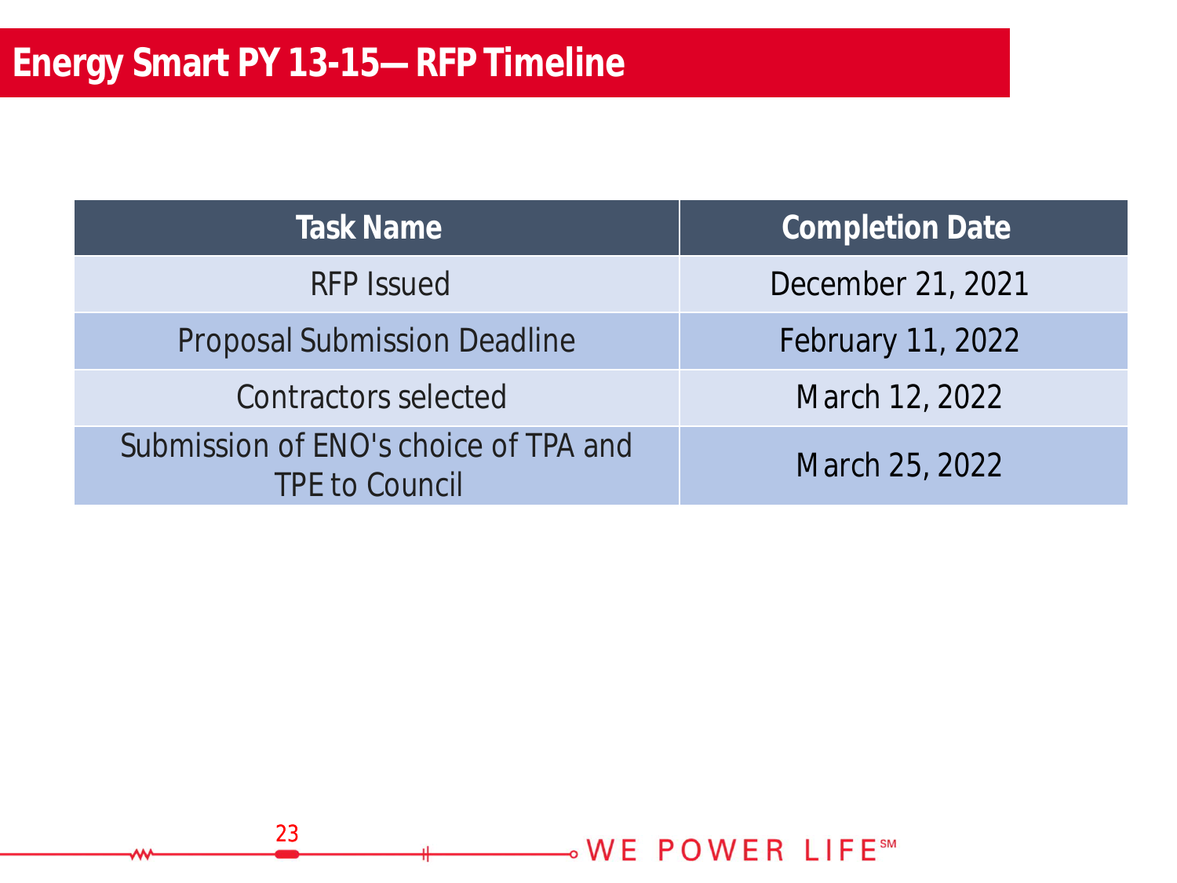# Energy Smart PY 13-15— RFP Timeline

| Task Name | Completion Date |
| --- | --- |
| RFP Issued | December 21, 2021 |
| Proposal Submission Deadline | February 11, 2022 |
| Contractors selected | March 12, 2022 |
| Submission of ENO's choice of TPA and TPE to Council | March 25, 2022 |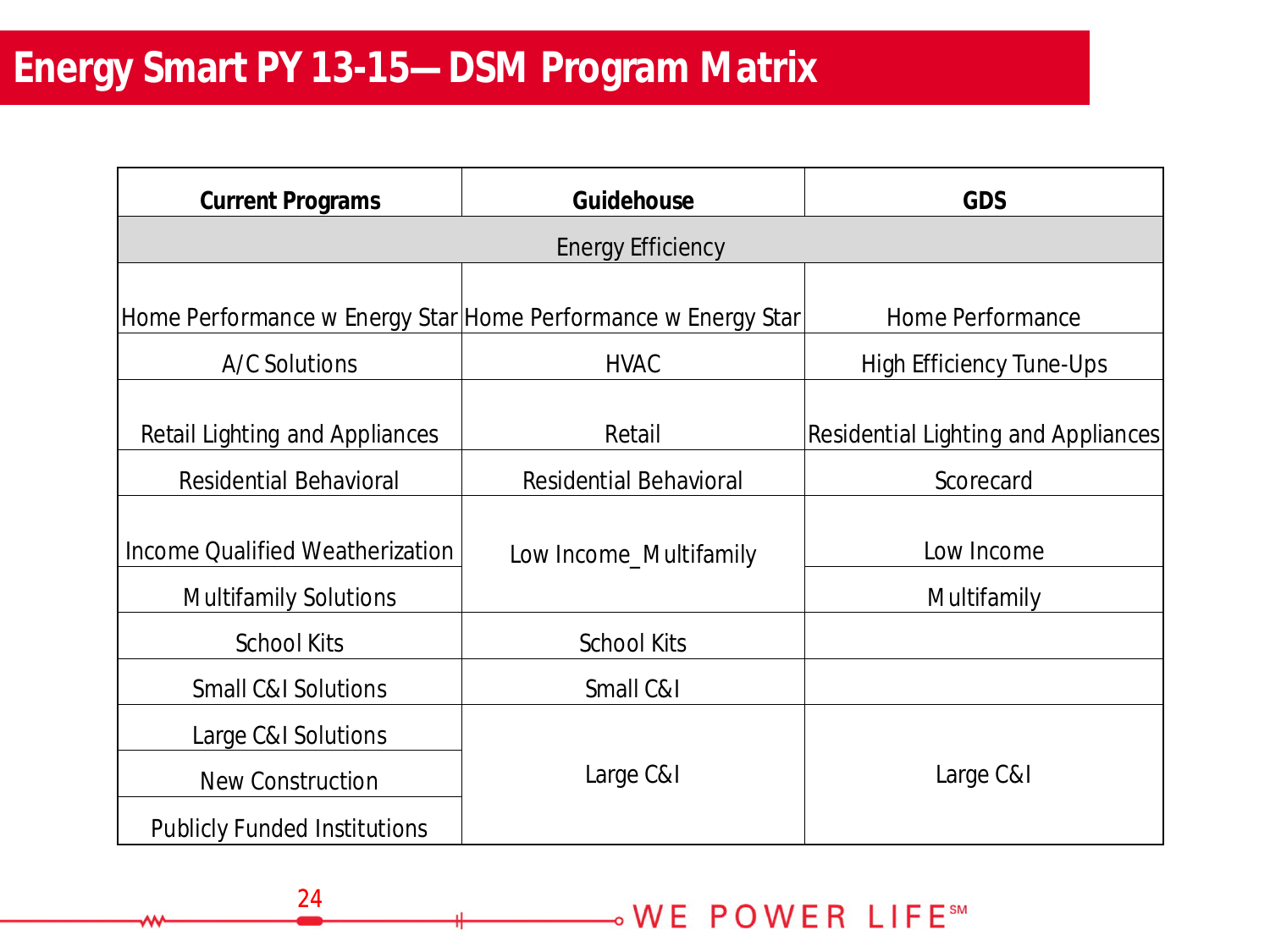# Energy Smart PY 13-15—DSM Program Matrix

| Current Programs | Guidehouse | GDS |
|---|---|---|
| Energy Efficiency | | |
| Home Performance w Energy Star | Home Performance w Energy Star | Home Performance |
| A/C Solutions | HVAC | High Efficiency Tune-Ups |
| Retail Lighting and Appliances | Retail | Residential Lighting and Appliances |
| Residential Behavioral | Residential Behavioral | Scorecard |
| Income Qualified Weatherization | Low Income_Multifamily | Low Income |
| Multifamily Solutions | | Multifamily |
| School Kits | School Kits | |
| Small C&I Solutions | Small C&I | |
| Large C&I Solutions | Large C&I | Large C&I |
| New Construction | | |
| Publicly Funded Institutions | | |

WE POWER LIFE℠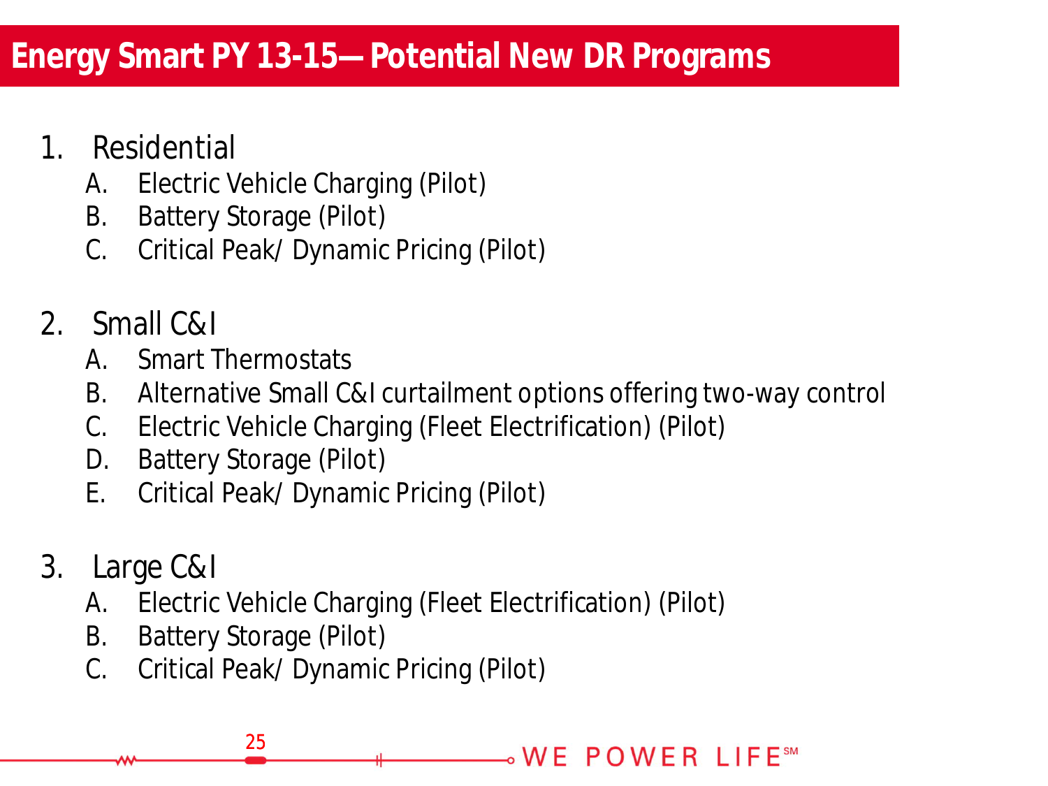# Energy Smart PY 13-15—Potential New DR Programs

1. Residential
   A. Electric Vehicle Charging (Pilot)
   B. Battery Storage (Pilot)
   C. Critical Peak/ Dynamic Pricing (Pilot)

2. Small C&I
   A. Smart Thermostats
   B. Alternative Small C&I curtailment options offering two-way control
   C. Electric Vehicle Charging (Fleet Electrification) (Pilot)
   D. Battery Storage (Pilot)
   E. Critical Peak/ Dynamic Pricing (Pilot)

3. Large C&I
   A. Electric Vehicle Charging (Fleet Electrification) (Pilot)
   B. Battery Storage (Pilot)
   C. Critical Peak/ Dynamic Pricing (Pilot)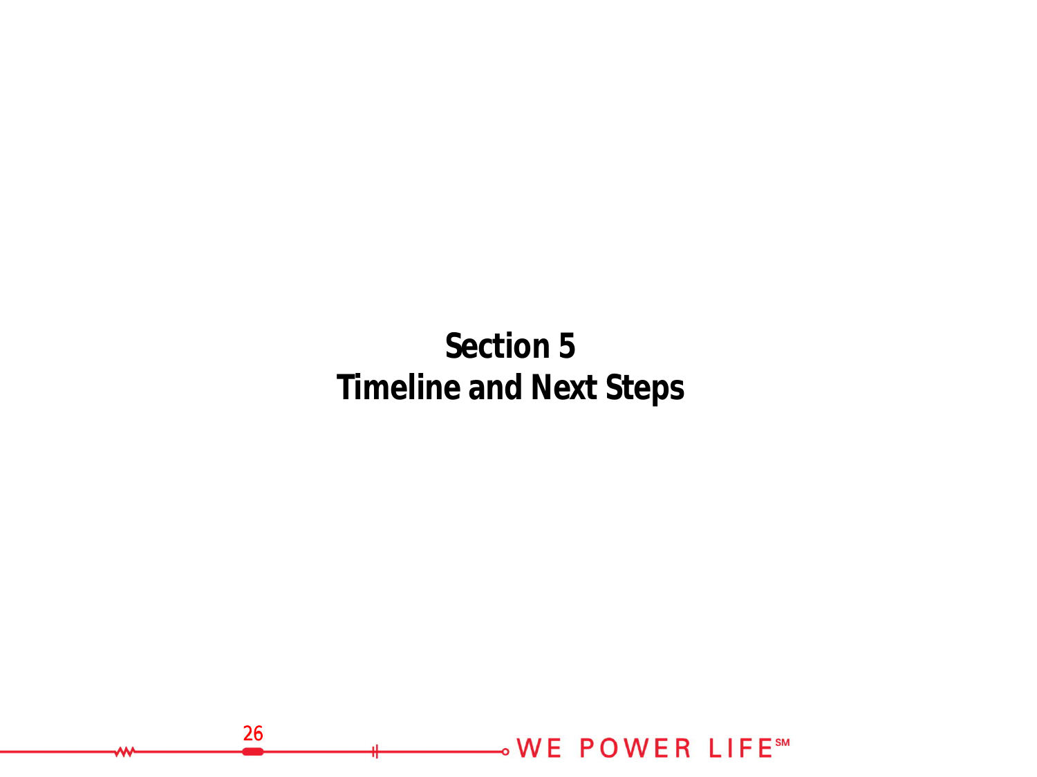# Section 5
# Timeline and Next Steps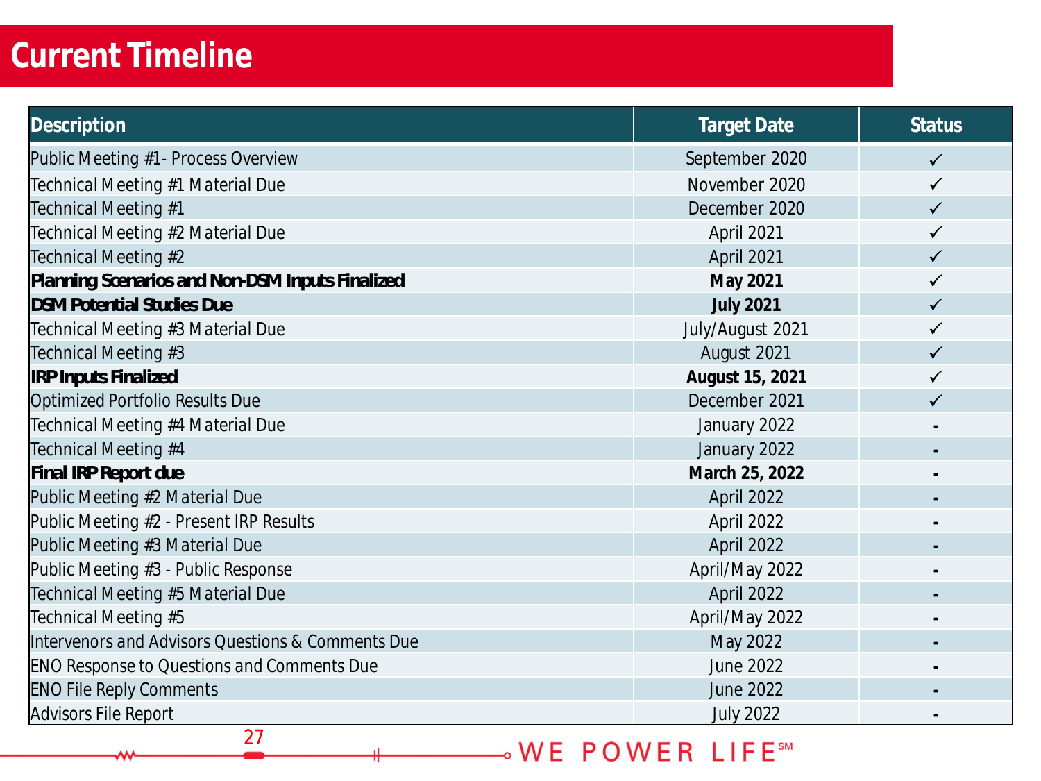# Current Timeline

| Description | Target Date | Status |
|---|---|---|
| Public Meeting #1- Process Overview | September 2020 | ✓ |
| Technical Meeting #1 Material Due | November 2020 | ✓ |
| Technical Meeting #1 | December 2020 | ✓ |
| Technical Meeting #2 Material Due | April 2021 | ✓ |
| Technical Meeting #2 | April 2021 | ✓ |
| **Planning Scenarios and Non-DSM Inputs Finalized** | **May 2021** | ✓ |
| **DSM Potential Studies Due** | **July 2021** | ✓ |
| Technical Meeting #3 Material Due | July/August 2021 | ✓ |
| Technical Meeting #3 | August 2021 | ✓ |
| **IRP Inputs Finalized** | **August 15, 2021** | ✓ |
| Optimized Portfolio Results Due | December 2021 | ✓ |
| Technical Meeting #4 Material Due | January 2022 | - |
| Technical Meeting #4 | January 2022 | - |
| **Final IRP Report due** | **March 25, 2022** | - |
| Public Meeting #2 Material Due | April 2022 | - |
| Public Meeting #2 - Present IRP Results | April 2022 | - |
| Public Meeting #3 Material Due | April 2022 | - |
| Public Meeting #3 - Public Response | April/May 2022 | - |
| Technical Meeting #5 Material Due | April 2022 | - |
| Technical Meeting #5 | April/May 2022 | - |
| Intervenors and Advisors Questions & Comments Due | May 2022 | - |
| ENO Response to Questions and Comments Due | June 2022 | - |
| ENO File Reply Comments | June 2022 | - |
| Advisors File Report | July 2022 | - |